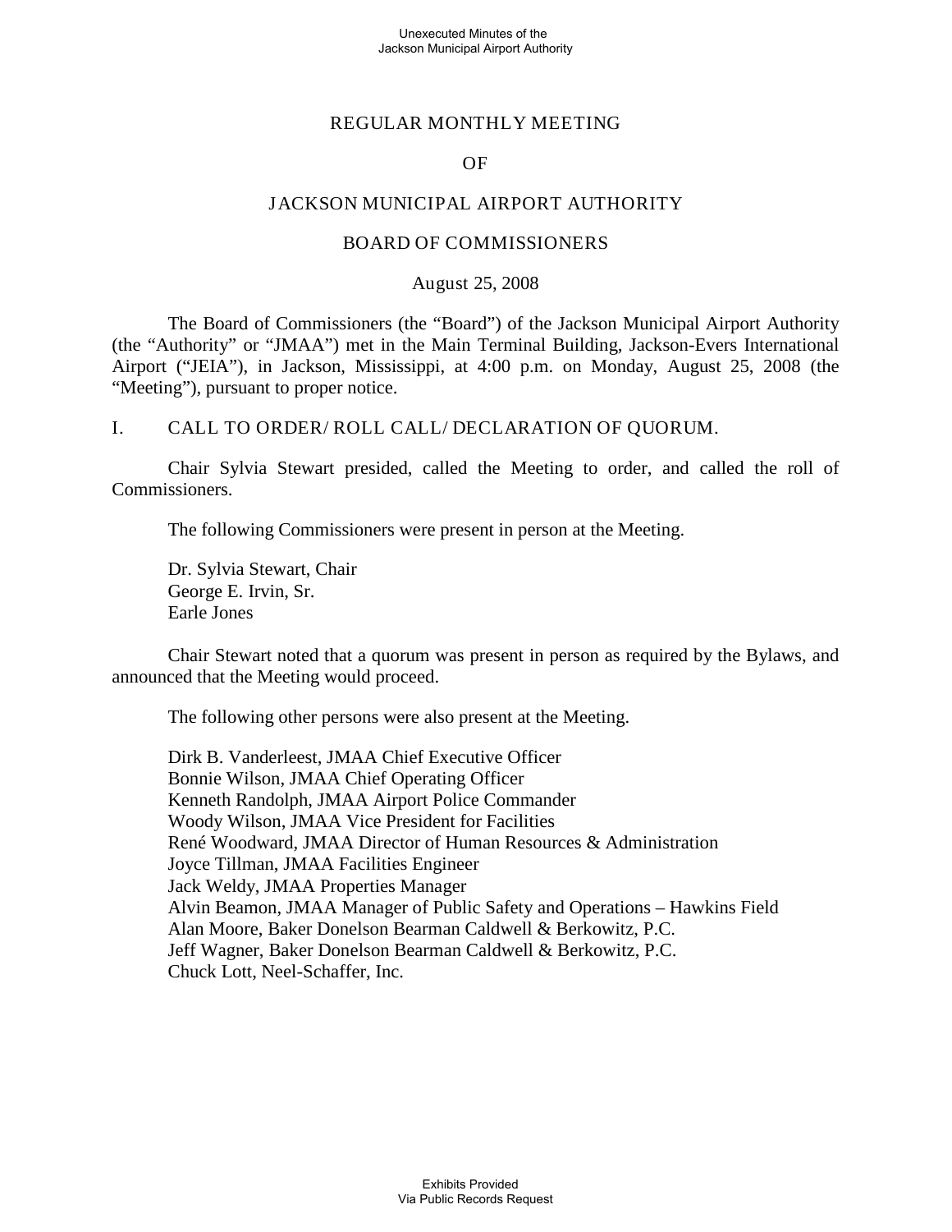# REGULAR MONTHLY MEETING

# OF

# JACKSON MUNICIPAL AIRPORT AUTHORITY

# BOARD OF COMMISSIONERS

August 25, 2008

The Board of Commissioners (the "Board") of the Jackson Municipal Airport Authority (the "Authority" or "JMAA") met in the Main Terminal Building, Jackson-Evers International Airport ("JEIA"), in Jackson, Mississippi, at 4:00 p.m. on Monday, August 25, 2008 (the "Meeting"), pursuant to proper notice.

## I. CALL TO ORDER/ ROLL CALL/ DECLARATION OF QUORUM.

Chair Sylvia Stewart presided, called the Meeting to order, and called the roll of Commissioners.

The following Commissioners were present in person at the Meeting.

Dr. Sylvia Stewart, Chair  
George E. Irvin, Sr.  
Earle Jones

Chair Stewart noted that a quorum was present in person as required by the Bylaws, and announced that the Meeting would proceed.

The following other persons were also present at the Meeting.

Dirk B. Vanderleest, JMAA Chief Executive Officer  
Bonnie Wilson, JMAA Chief Operating Officer  
Kenneth Randolph, JMAA Airport Police Commander  
Woody Wilson, JMAA Vice President for Facilities  
René Woodward, JMAA Director of Human Resources & Administration  
Joyce Tillman, JMAA Facilities Engineer  
Jack Weldy, JMAA Properties Manager  
Alvin Beamon, JMAA Manager of Public Safety and Operations – Hawkins Field  
Alan Moore, Baker Donelson Bearman Caldwell & Berkowitz, P.C.  
Jeff Wagner, Baker Donelson Bearman Caldwell & Berkowitz, P.C.  
Chuck Lott, Neel-Schaffer, Inc.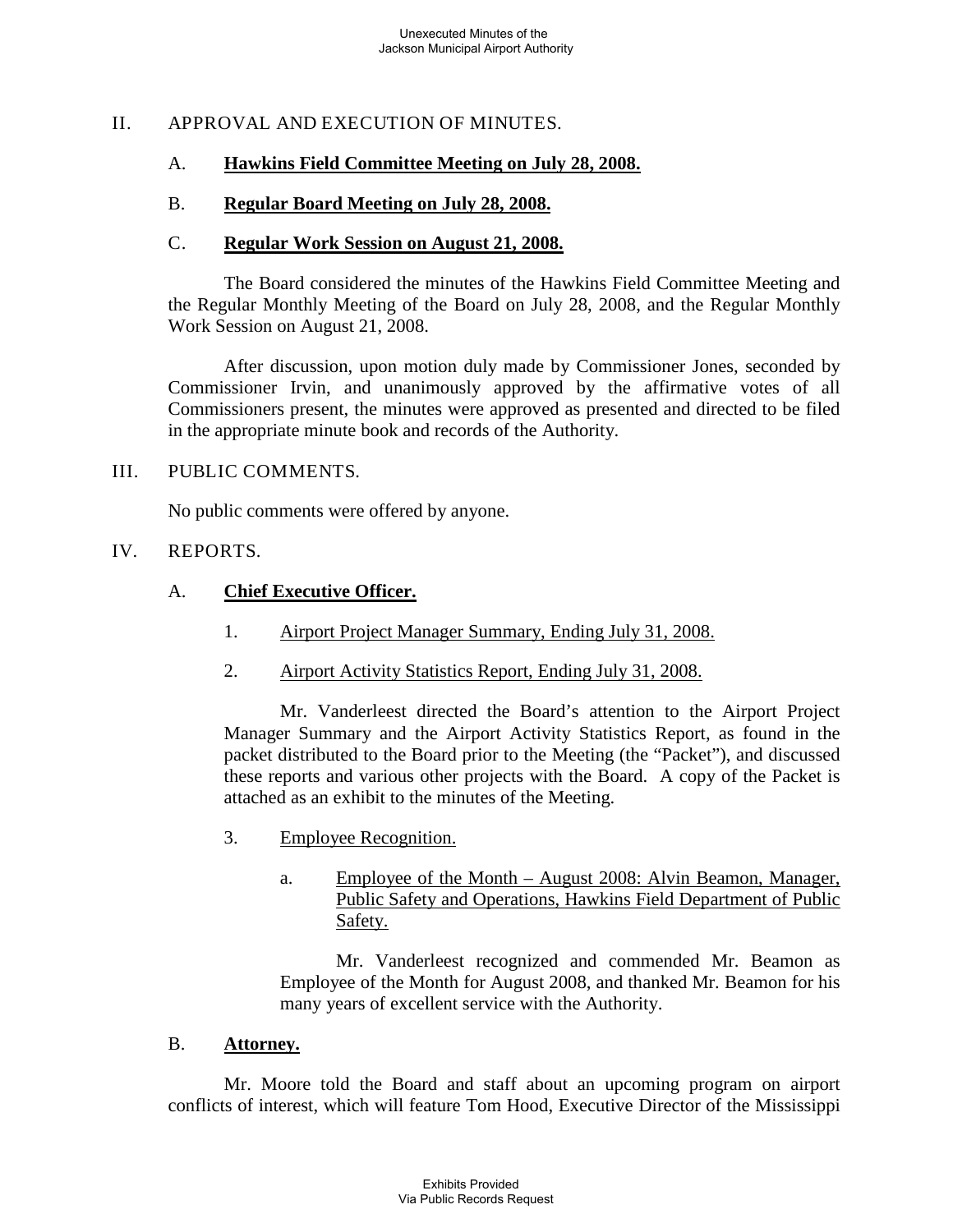## II. APPROVAL AND EXECUTION OF MINUTES.

### A. **Hawkins Field Committee Meeting on July 28, 2008.**

### B. **Regular Board Meeting on July 28, 2008.**

### C. **Regular Work Session on August 21, 2008.**

The Board considered the minutes of the Hawkins Field Committee Meeting and the Regular Monthly Meeting of the Board on July 28, 2008, and the Regular Monthly Work Session on August 21, 2008.

After discussion, upon motion duly made by Commissioner Jones, seconded by Commissioner Irvin, and unanimously approved by the affirmative votes of all Commissioners present, the minutes were approved as presented and directed to be filed in the appropriate minute book and records of the Authority.

## III. PUBLIC COMMENTS.

No public comments were offered by anyone.

## IV. REPORTS.

### A. **Chief Executive Officer.**

1. Airport Project Manager Summary, Ending July 31, 2008.

2. Airport Activity Statistics Report, Ending July 31, 2008.

Mr. Vanderleest directed the Board's attention to the Airport Project Manager Summary and the Airport Activity Statistics Report, as found in the packet distributed to the Board prior to the Meeting (the "Packet"), and discussed these reports and various other projects with the Board. A copy of the Packet is attached as an exhibit to the minutes of the Meeting.

3. Employee Recognition.

   a. Employee of the Month – August 2008: Alvin Beamon, Manager, Public Safety and Operations, Hawkins Field Department of Public Safety.

   Mr. Vanderleest recognized and commended Mr. Beamon as Employee of the Month for August 2008, and thanked Mr. Beamon for his many years of excellent service with the Authority.

### B. **Attorney.**

Mr. Moore told the Board and staff about an upcoming program on airport conflicts of interest, which will feature Tom Hood, Executive Director of the Mississippi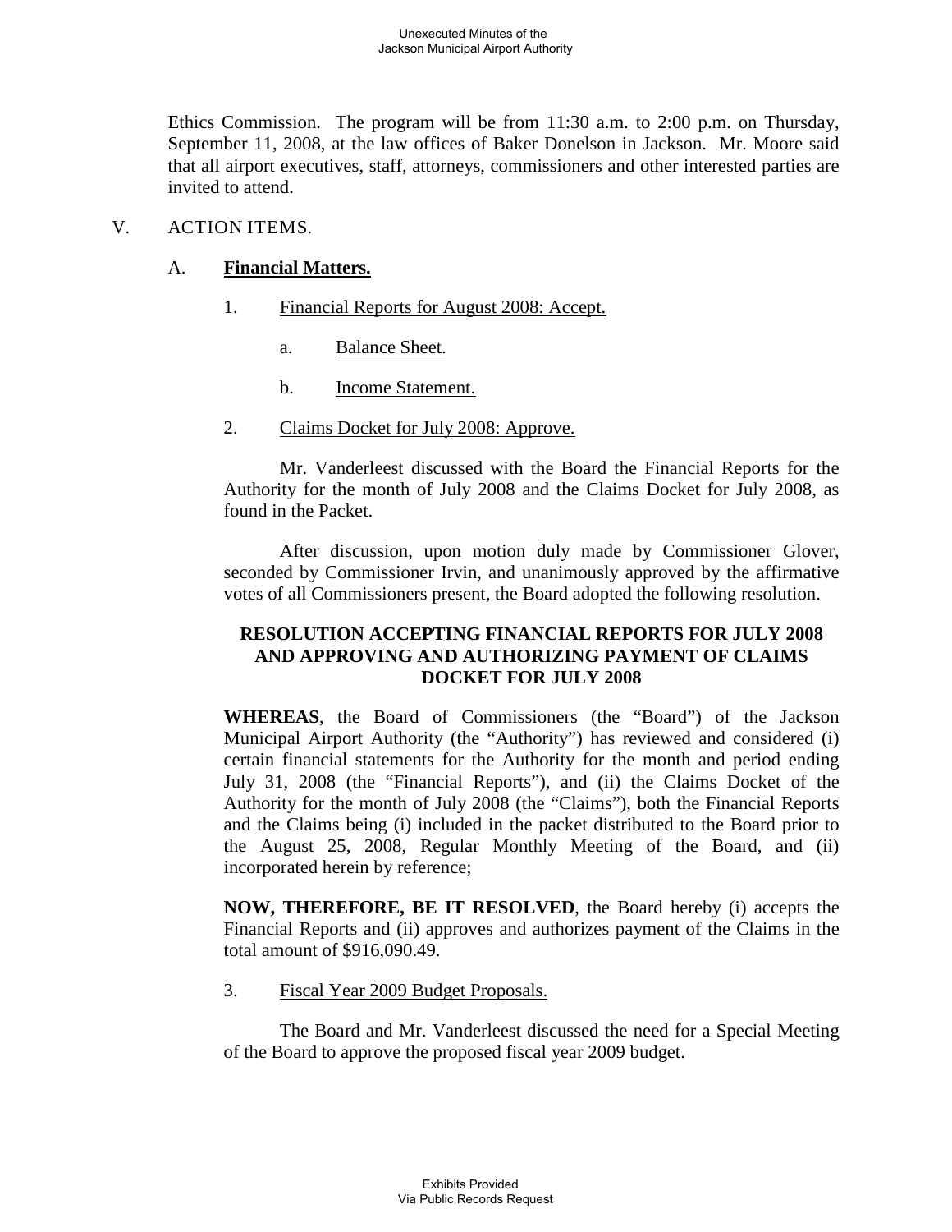Ethics Commission. The program will be from 11:30 a.m. to 2:00 p.m. on Thursday, September 11, 2008, at the law offices of Baker Donelson in Jackson. Mr. Moore said that all airport executives, staff, attorneys, commissioners and other interested parties are invited to attend.

V. ACTION ITEMS.

A. **Financial Matters.**

1. Financial Reports for August 2008: Accept.

   a. Balance Sheet.

   b. Income Statement.

2. Claims Docket for July 2008: Approve.

Mr. Vanderleest discussed with the Board the Financial Reports for the Authority for the month of July 2008 and the Claims Docket for July 2008, as found in the Packet.

After discussion, upon motion duly made by Commissioner Glover, seconded by Commissioner Irvin, and unanimously approved by the affirmative votes of all Commissioners present, the Board adopted the following resolution.

**RESOLUTION ACCEPTING FINANCIAL REPORTS FOR JULY 2008 AND APPROVING AND AUTHORIZING PAYMENT OF CLAIMS DOCKET FOR JULY 2008**

**WHEREAS**, the Board of Commissioners (the "Board") of the Jackson Municipal Airport Authority (the "Authority") has reviewed and considered (i) certain financial statements for the Authority for the month and period ending July 31, 2008 (the "Financial Reports"), and (ii) the Claims Docket of the Authority for the month of July 2008 (the "Claims"), both the Financial Reports and the Claims being (i) included in the packet distributed to the Board prior to the August 25, 2008, Regular Monthly Meeting of the Board, and (ii) incorporated herein by reference;

**NOW, THEREFORE, BE IT RESOLVED**, the Board hereby (i) accepts the Financial Reports and (ii) approves and authorizes payment of the Claims in the total amount of $916,090.49.

3. Fiscal Year 2009 Budget Proposals.

The Board and Mr. Vanderleest discussed the need for a Special Meeting of the Board to approve the proposed fiscal year 2009 budget.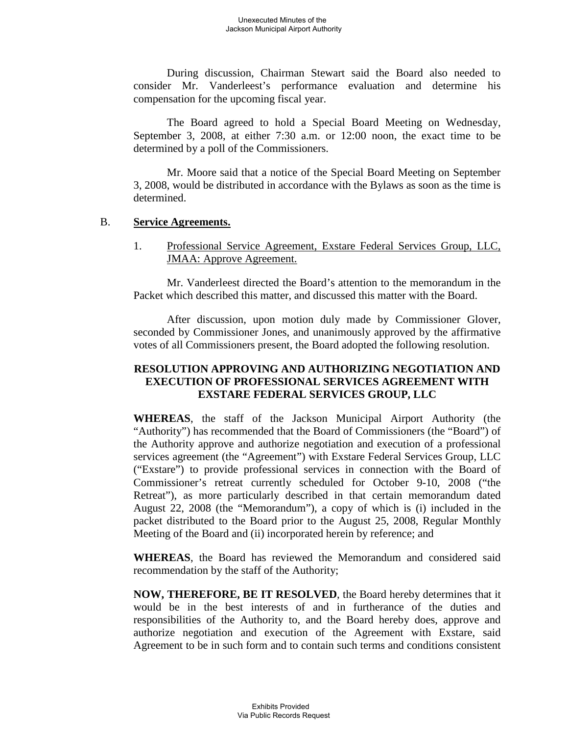During discussion, Chairman Stewart said the Board also needed to consider Mr. Vanderleest's performance evaluation and determine his compensation for the upcoming fiscal year.

The Board agreed to hold a Special Board Meeting on Wednesday, September 3, 2008, at either 7:30 a.m. or 12:00 noon, the exact time to be determined by a poll of the Commissioners.

Mr. Moore said that a notice of the Special Board Meeting on September 3, 2008, would be distributed in accordance with the Bylaws as soon as the time is determined.

B. **Service Agreements.**

1. Professional Service Agreement, Exstare Federal Services Group, LLC, JMAA: Approve Agreement.

Mr. Vanderleest directed the Board's attention to the memorandum in the Packet which described this matter, and discussed this matter with the Board.

After discussion, upon motion duly made by Commissioner Glover, seconded by Commissioner Jones, and unanimously approved by the affirmative votes of all Commissioners present, the Board adopted the following resolution.

**RESOLUTION APPROVING AND AUTHORIZING NEGOTIATION AND EXECUTION OF PROFESSIONAL SERVICES AGREEMENT WITH EXSTARE FEDERAL SERVICES GROUP, LLC**

**WHEREAS**, the staff of the Jackson Municipal Airport Authority (the "Authority") has recommended that the Board of Commissioners (the "Board") of the Authority approve and authorize negotiation and execution of a professional services agreement (the "Agreement") with Exstare Federal Services Group, LLC ("Exstare") to provide professional services in connection with the Board of Commissioner's retreat currently scheduled for October 9-10, 2008 ("the Retreat"), as more particularly described in that certain memorandum dated August 22, 2008 (the "Memorandum"), a copy of which is (i) included in the packet distributed to the Board prior to the August 25, 2008, Regular Monthly Meeting of the Board and (ii) incorporated herein by reference; and

**WHEREAS**, the Board has reviewed the Memorandum and considered said recommendation by the staff of the Authority;

**NOW, THEREFORE, BE IT RESOLVED**, the Board hereby determines that it would be in the best interests of and in furtherance of the duties and responsibilities of the Authority to, and the Board hereby does, approve and authorize negotiation and execution of the Agreement with Exstare, said Agreement to be in such form and to contain such terms and conditions consistent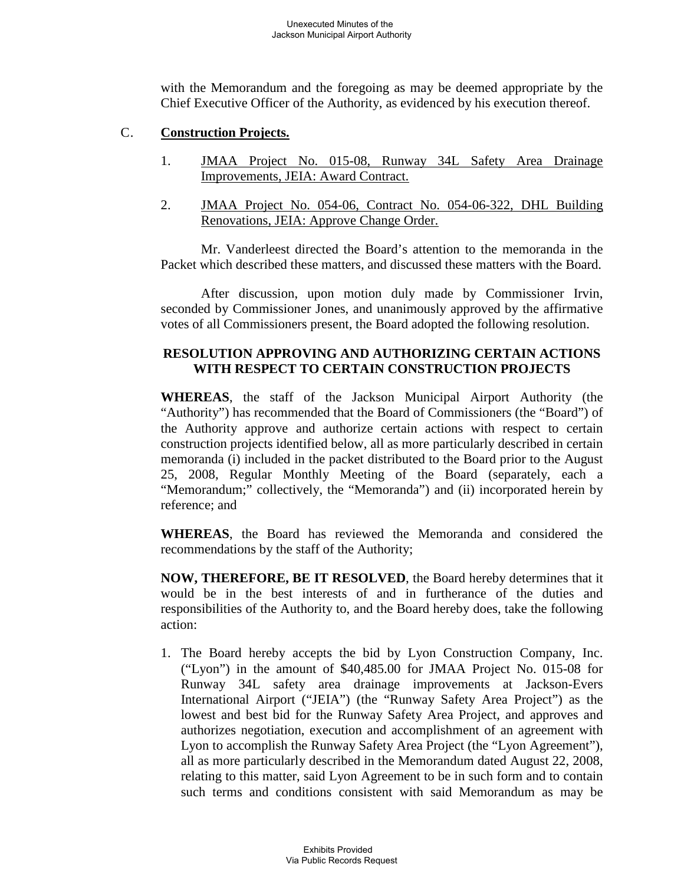with the Memorandum and the foregoing as may be deemed appropriate by the Chief Executive Officer of the Authority, as evidenced by his execution thereof.

## C. **Construction Projects.**

1. JMAA Project No. 015-08, Runway 34L Safety Area Drainage Improvements, JEIA: Award Contract.

2. JMAA Project No. 054-06, Contract No. 054-06-322, DHL Building Renovations, JEIA: Approve Change Order.

Mr. Vanderleest directed the Board's attention to the memoranda in the Packet which described these matters, and discussed these matters with the Board.

After discussion, upon motion duly made by Commissioner Irvin, seconded by Commissioner Jones, and unanimously approved by the affirmative votes of all Commissioners present, the Board adopted the following resolution.

**RESOLUTION APPROVING AND AUTHORIZING CERTAIN ACTIONS WITH RESPECT TO CERTAIN CONSTRUCTION PROJECTS**

**WHEREAS**, the staff of the Jackson Municipal Airport Authority (the "Authority") has recommended that the Board of Commissioners (the "Board") of the Authority approve and authorize certain actions with respect to certain construction projects identified below, all as more particularly described in certain memoranda (i) included in the packet distributed to the Board prior to the August 25, 2008, Regular Monthly Meeting of the Board (separately, each a "Memorandum;" collectively, the "Memoranda") and (ii) incorporated herein by reference; and

**WHEREAS**, the Board has reviewed the Memoranda and considered the recommendations by the staff of the Authority;

**NOW, THEREFORE, BE IT RESOLVED**, the Board hereby determines that it would be in the best interests of and in furtherance of the duties and responsibilities of the Authority to, and the Board hereby does, take the following action:

1. The Board hereby accepts the bid by Lyon Construction Company, Inc. ("Lyon") in the amount of $40,485.00 for JMAA Project No. 015-08 for Runway 34L safety area drainage improvements at Jackson-Evers International Airport ("JEIA") (the "Runway Safety Area Project") as the lowest and best bid for the Runway Safety Area Project, and approves and authorizes negotiation, execution and accomplishment of an agreement with Lyon to accomplish the Runway Safety Area Project (the "Lyon Agreement"), all as more particularly described in the Memorandum dated August 22, 2008, relating to this matter, said Lyon Agreement to be in such form and to contain such terms and conditions consistent with said Memorandum as may be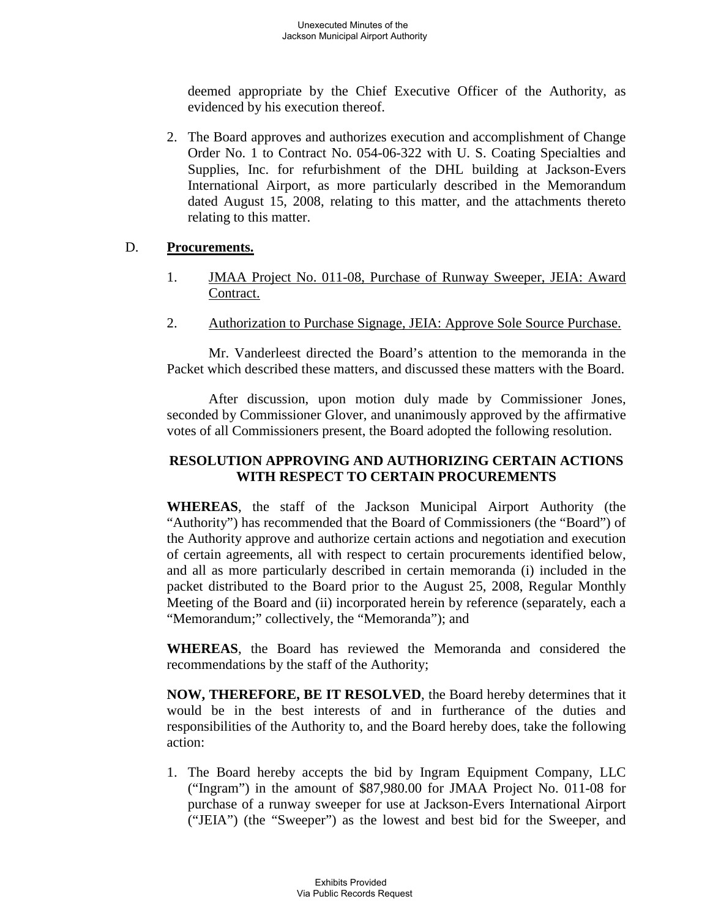deemed appropriate by the Chief Executive Officer of the Authority, as evidenced by his execution thereof.

2. The Board approves and authorizes execution and accomplishment of Change Order No. 1 to Contract No. 054-06-322 with U. S. Coating Specialties and Supplies, Inc. for refurbishment of the DHL building at Jackson-Evers International Airport, as more particularly described in the Memorandum dated August 15, 2008, relating to this matter, and the attachments thereto relating to this matter.

D. **Procurements.**

1. JMAA Project No. 011-08, Purchase of Runway Sweeper, JEIA: Award Contract.

2. Authorization to Purchase Signage, JEIA: Approve Sole Source Purchase.

Mr. Vanderleest directed the Board's attention to the memoranda in the Packet which described these matters, and discussed these matters with the Board.

After discussion, upon motion duly made by Commissioner Jones, seconded by Commissioner Glover, and unanimously approved by the affirmative votes of all Commissioners present, the Board adopted the following resolution.

**RESOLUTION APPROVING AND AUTHORIZING CERTAIN ACTIONS WITH RESPECT TO CERTAIN PROCUREMENTS**

**WHEREAS**, the staff of the Jackson Municipal Airport Authority (the "Authority") has recommended that the Board of Commissioners (the "Board") of the Authority approve and authorize certain actions and negotiation and execution of certain agreements, all with respect to certain procurements identified below, and all as more particularly described in certain memoranda (i) included in the packet distributed to the Board prior to the August 25, 2008, Regular Monthly Meeting of the Board and (ii) incorporated herein by reference (separately, each a "Memorandum;" collectively, the "Memoranda"); and

**WHEREAS**, the Board has reviewed the Memoranda and considered the recommendations by the staff of the Authority;

**NOW, THEREFORE, BE IT RESOLVED**, the Board hereby determines that it would be in the best interests of and in furtherance of the duties and responsibilities of the Authority to, and the Board hereby does, take the following action:

1. The Board hereby accepts the bid by Ingram Equipment Company, LLC ("Ingram") in the amount of $87,980.00 for JMAA Project No. 011-08 for purchase of a runway sweeper for use at Jackson-Evers International Airport ("JEIA") (the "Sweeper") as the lowest and best bid for the Sweeper, and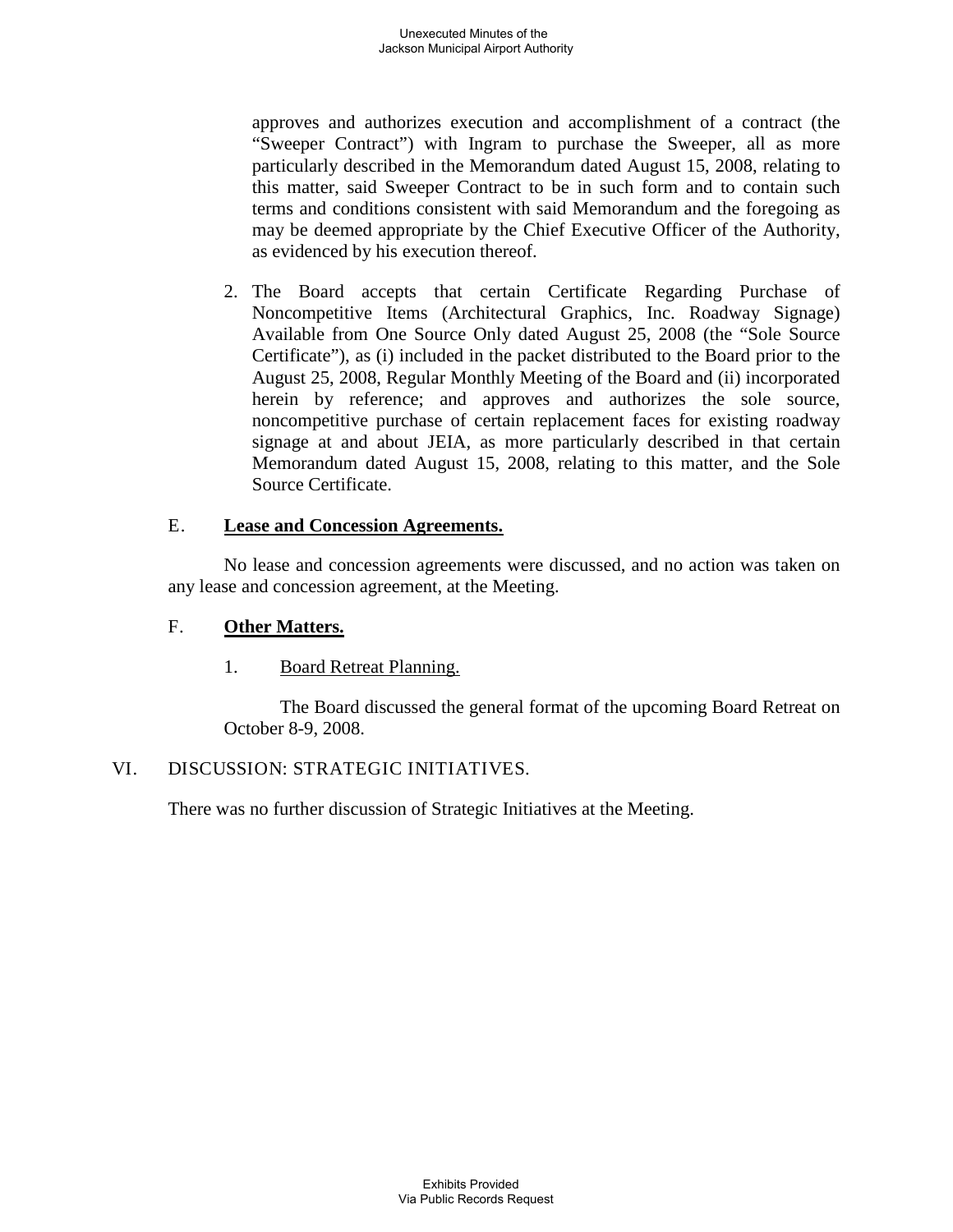approves and authorizes execution and accomplishment of a contract (the "Sweeper Contract") with Ingram to purchase the Sweeper, all as more particularly described in the Memorandum dated August 15, 2008, relating to this matter, said Sweeper Contract to be in such form and to contain such terms and conditions consistent with said Memorandum and the foregoing as may be deemed appropriate by the Chief Executive Officer of the Authority, as evidenced by his execution thereof.

2. The Board accepts that certain Certificate Regarding Purchase of Noncompetitive Items (Architectural Graphics, Inc. Roadway Signage) Available from One Source Only dated August 25, 2008 (the "Sole Source Certificate"), as (i) included in the packet distributed to the Board prior to the August 25, 2008, Regular Monthly Meeting of the Board and (ii) incorporated herein by reference; and approves and authorizes the sole source, noncompetitive purchase of certain replacement faces for existing roadway signage at and about JEIA, as more particularly described in that certain Memorandum dated August 15, 2008, relating to this matter, and the Sole Source Certificate.

### E. **Lease and Concession Agreements.**

No lease and concession agreements were discussed, and no action was taken on any lease and concession agreement, at the Meeting.

### F. **Other Matters.**

1. Board Retreat Planning.

The Board discussed the general format of the upcoming Board Retreat on October 8-9, 2008.

## VI. DISCUSSION: STRATEGIC INITIATIVES.

There was no further discussion of Strategic Initiatives at the Meeting.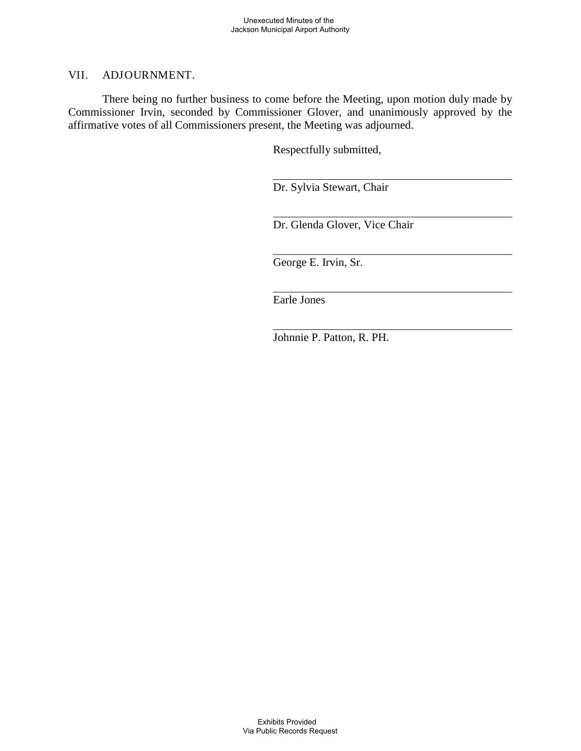## VII. ADJOURNMENT.

There being no further business to come before the Meeting, upon motion duly made by Commissioner Irvin, seconded by Commissioner Glover, and unanimously approved by the affirmative votes of all Commissioners present, the Meeting was adjourned.

Respectfully submitted,

\_\_\_\_\_\_\_\_\_\_\_\_\_\_\_\_\_\_\_\_\_\_\_\_\_\_\_\_\_\_\_\_\_\_\_\_\_\_\_\_
Dr. Sylvia Stewart, Chair

\_\_\_\_\_\_\_\_\_\_\_\_\_\_\_\_\_\_\_\_\_\_\_\_\_\_\_\_\_\_\_\_\_\_\_\_\_\_\_\_
Dr. Glenda Glover, Vice Chair

\_\_\_\_\_\_\_\_\_\_\_\_\_\_\_\_\_\_\_\_\_\_\_\_\_\_\_\_\_\_\_\_\_\_\_\_\_\_\_\_
George E. Irvin, Sr.

\_\_\_\_\_\_\_\_\_\_\_\_\_\_\_\_\_\_\_\_\_\_\_\_\_\_\_\_\_\_\_\_\_\_\_\_\_\_\_\_
Earle Jones

\_\_\_\_\_\_\_\_\_\_\_\_\_\_\_\_\_\_\_\_\_\_\_\_\_\_\_\_\_\_\_\_\_\_\_\_\_\_\_\_
Johnnie P. Patton, R. PH.